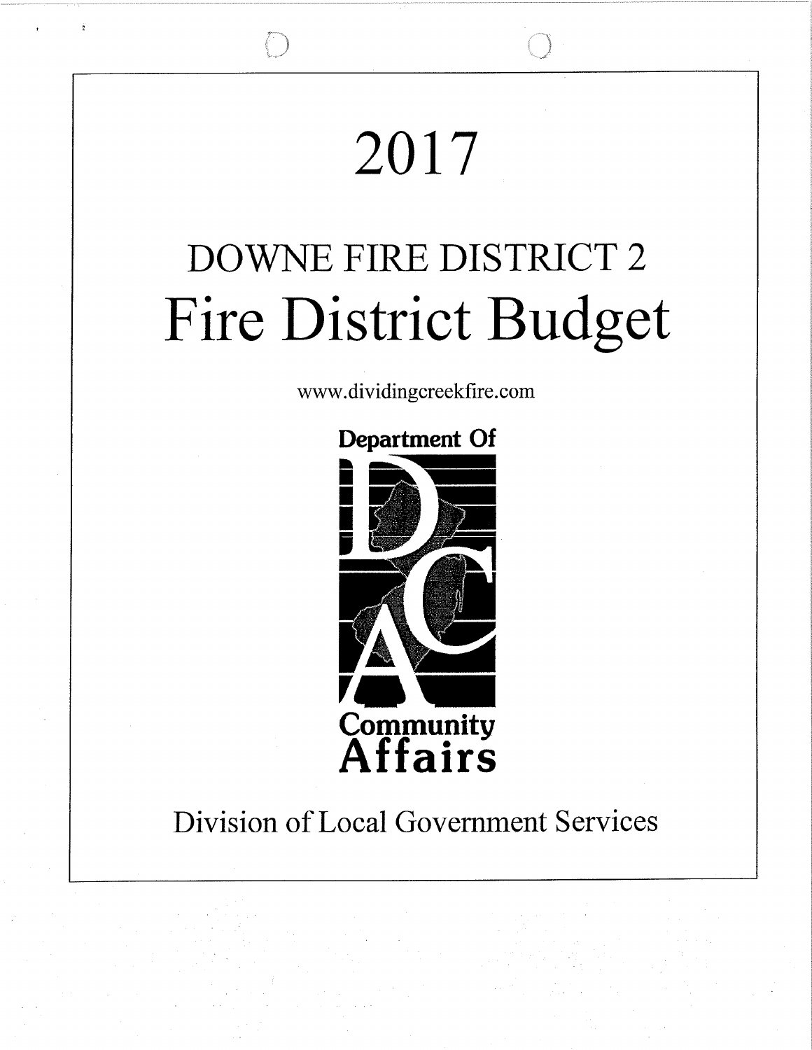# 2017

# DOWNE FIRE DISTRICT 2

# Fire District Budget

www.dividingcreekfire.com

Department Of

Community Affairs

Division of Local Government Services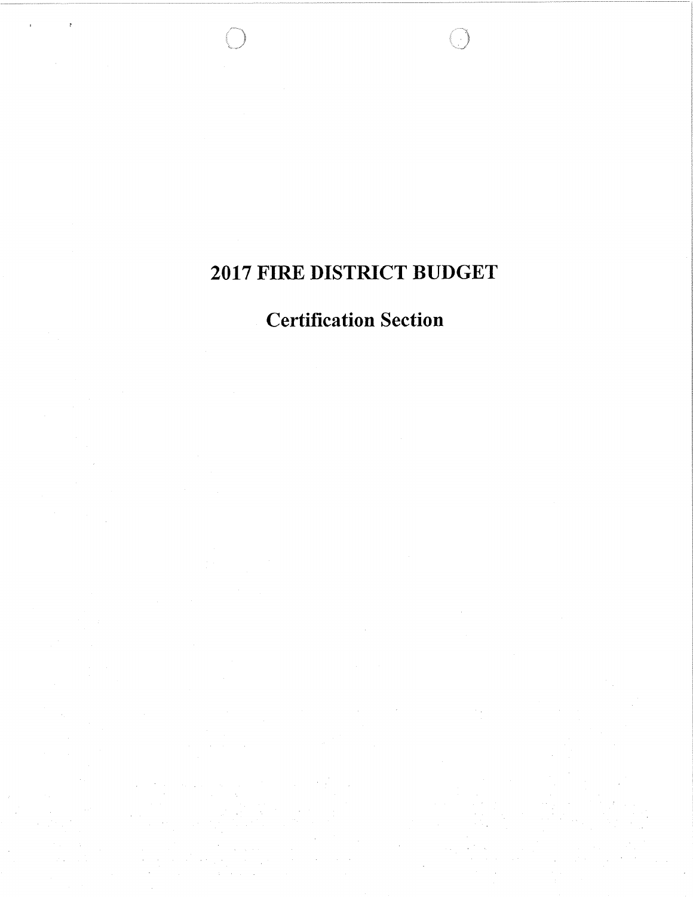# 2017 FIRE DISTRICT BUDGET

## Certification Section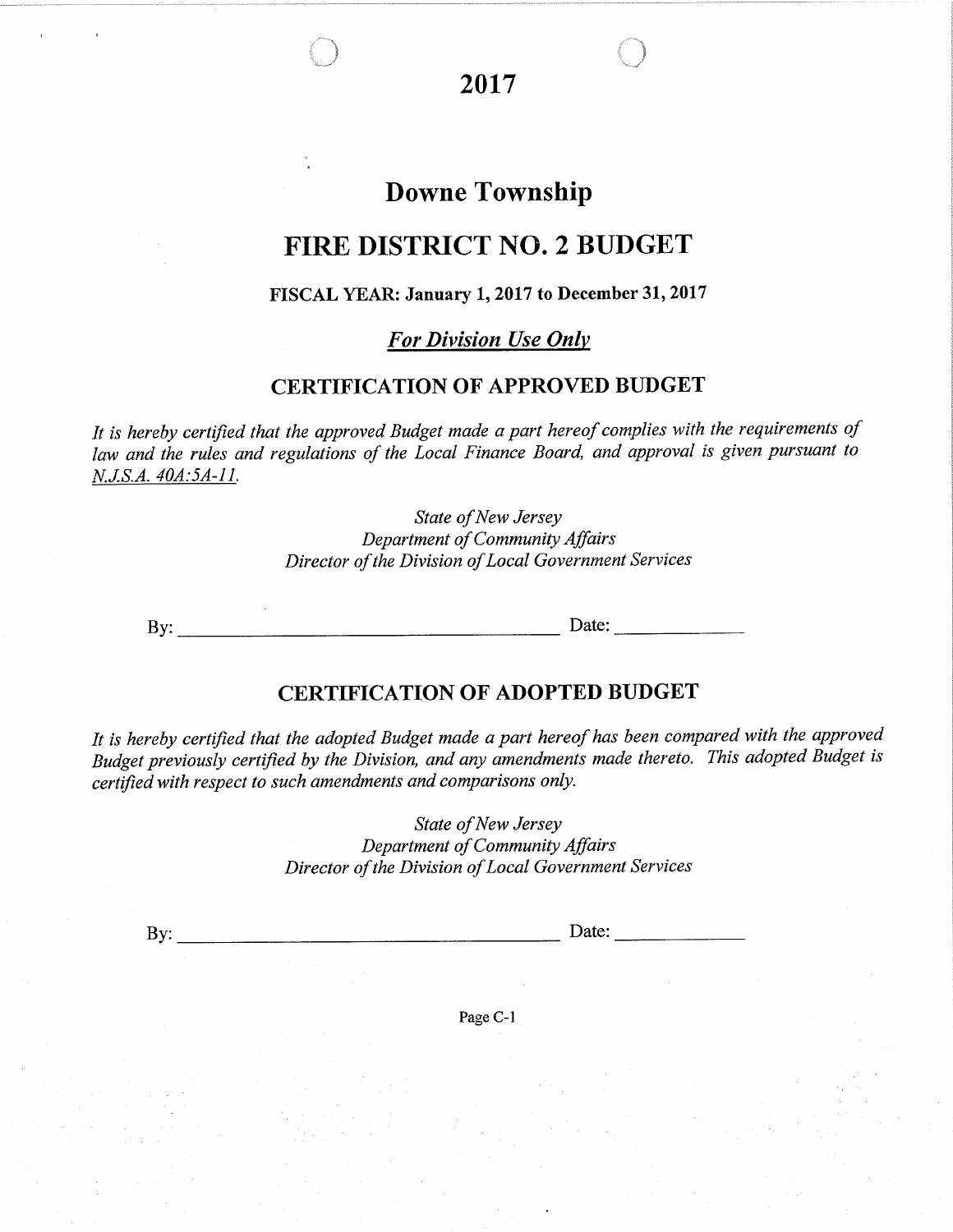# 2017

# Downe Township

## FIRE DISTRICT NO. 2 BUDGET

**FISCAL YEAR: January 1, 2017 to December 31, 2017**

***For Division Use Only***

### CERTIFICATION OF APPROVED BUDGET

*It is hereby certified that the approved Budget made a part hereof complies with the requirements of law and the rules and regulations of the Local Finance Board, and approval is given pursuant to N.J.S.A. 40A:5A-11.*

*State of New Jersey*
*Department of Community Affairs*
*Director of the Division of Local Government Services*

By: ______________________________ Date: ____________

### CERTIFICATION OF ADOPTED BUDGET

*It is hereby certified that the adopted Budget made a part hereof has been compared with the approved Budget previously certified by the Division, and any amendments made thereto. This adopted Budget is certified with respect to such amendments and comparisons only.*

*State of New Jersey*
*Department of Community Affairs*
*Director of the Division of Local Government Services*

By: ______________________________ Date: ____________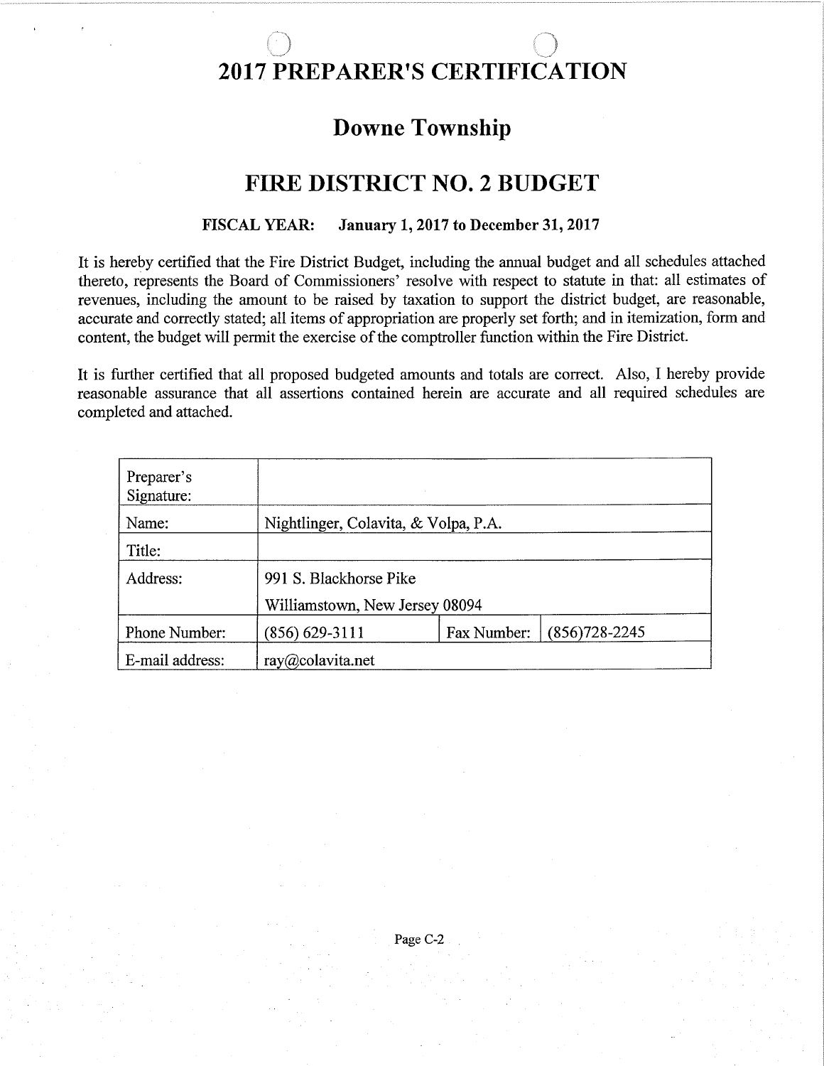# 2017 PREPARER'S CERTIFICATION

## Downe Township

## FIRE DISTRICT NO. 2 BUDGET

**FISCAL YEAR: January 1, 2017 to December 31, 2017**

It is hereby certified that the Fire District Budget, including the annual budget and all schedules attached thereto, represents the Board of Commissioners' resolve with respect to statute in that: all estimates of revenues, including the amount to be raised by taxation to support the district budget, are reasonable, accurate and correctly stated; all items of appropriation are properly set forth; and in itemization, form and content, the budget will permit the exercise of the comptroller function within the Fire District.

It is further certified that all proposed budgeted amounts and totals are correct. Also, I hereby provide reasonable assurance that all assertions contained herein are accurate and all required schedules are completed and attached.

| | | | |
|---|---|---|---|
| Preparer's Signature: | | | |
| Name: | Nightlinger, Colavita, & Volpa, P.A. | | |
| Title: | | | |
| Address: | 991 S. Blackhorse Pike<br>Williamstown, New Jersey 08094 | | |
| Phone Number: | (856) 629-3111 | Fax Number: | (856)728-2245 |
| E-mail address: | ray@colavita.net | | |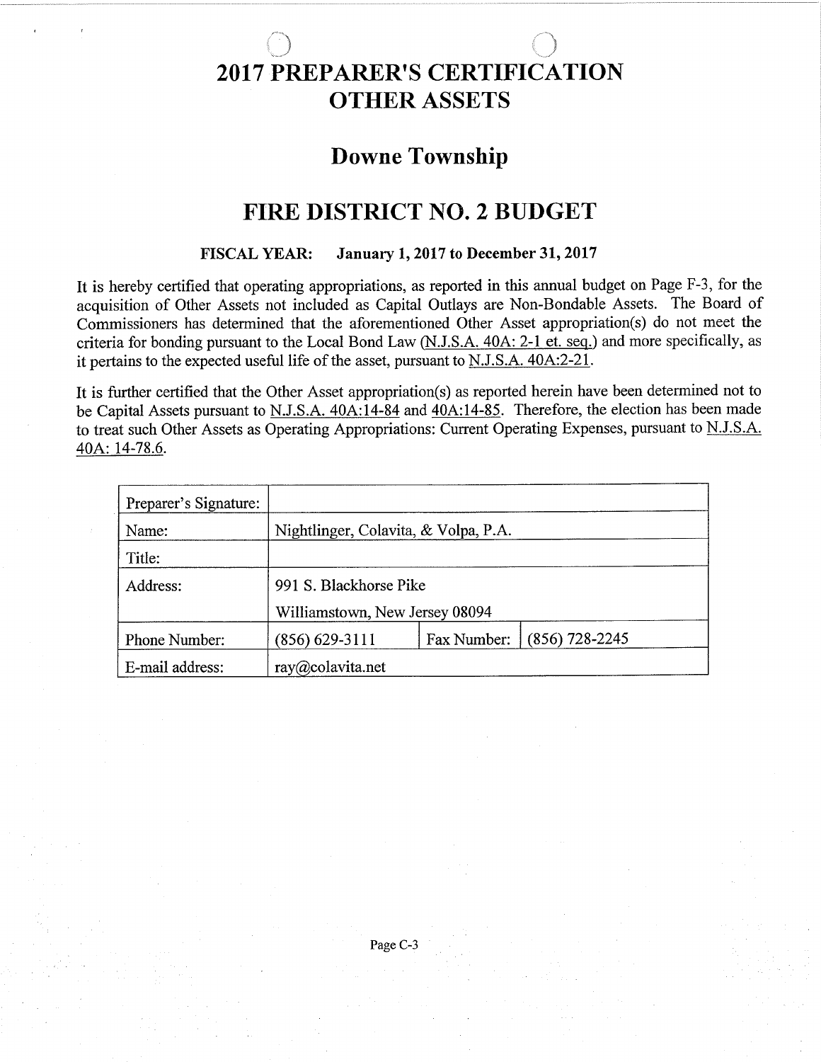# 2017 PREPARER'S CERTIFICATION OTHER ASSETS

## Downe Township

## FIRE DISTRICT NO. 2 BUDGET

**FISCAL YEAR: January 1, 2017 to December 31, 2017**

It is hereby certified that operating appropriations, as reported in this annual budget on Page F-3, for the acquisition of Other Assets not included as Capital Outlays are Non-Bondable Assets. The Board of Commissioners has determined that the aforementioned Other Asset appropriation(s) do not meet the criteria for bonding pursuant to the Local Bond Law (N.J.S.A. 40A: 2-1 et. seq.) and more specifically, as it pertains to the expected useful life of the asset, pursuant to N.J.S.A. 40A:2-21.

It is further certified that the Other Asset appropriation(s) as reported herein have been determined not to be Capital Assets pursuant to N.J.S.A. 40A:14-84 and 40A:14-85. Therefore, the election has been made to treat such Other Assets as Operating Appropriations: Current Operating Expenses, pursuant to N.J.S.A. 40A: 14-78.6.

| Preparer's Signature: | | | |
|---|---|---|---|
| Name: | Nightlinger, Colavita, & Volpa, P.A. | | |
| Title: | | | |
| Address: | 991 S. Blackhorse Pike<br>Williamstown, New Jersey 08094 | | |
| Phone Number: | (856) 629-3111 | Fax Number: | (856) 728-2245 |
| E-mail address: | ray@colavita.net | | |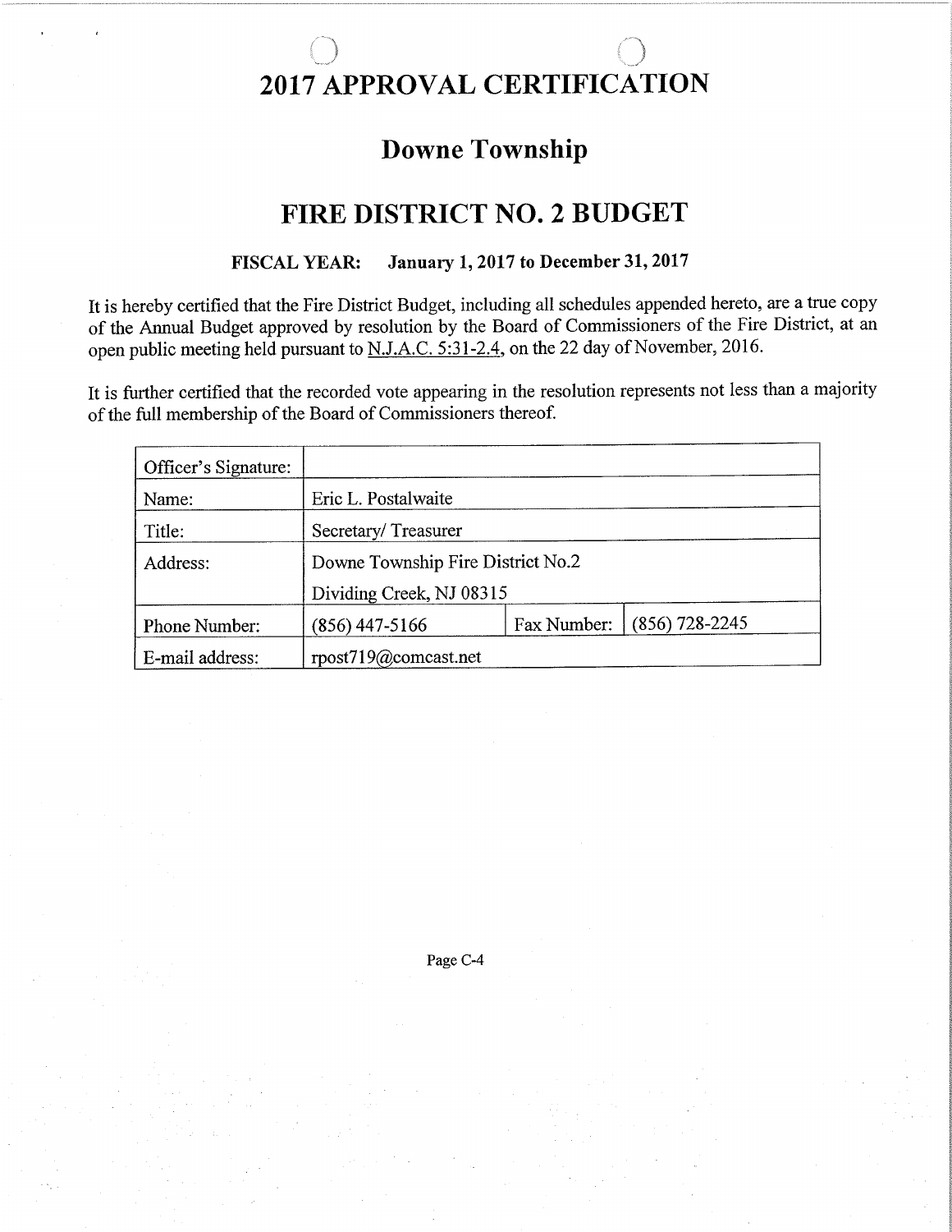# 2017 APPROVAL CERTIFICATION

## Downe Township

## FIRE DISTRICT NO. 2 BUDGET

**FISCAL YEAR: January 1, 2017 to December 31, 2017**

It is hereby certified that the Fire District Budget, including all schedules appended hereto, are a true copy of the Annual Budget approved by resolution by the Board of Commissioners of the Fire District, at an open public meeting held pursuant to N.J.A.C. 5:31-2.4, on the 22 day of November, 2016.

It is further certified that the recorded vote appearing in the resolution represents not less than a majority of the full membership of the Board of Commissioners thereof.

| Officer's Signature: | | | |
|---|---|---|---|
| Name: | Eric L. Postalwaite | | |
| Title: | Secretary/ Treasurer | | |
| Address: | Downe Township Fire District No.2<br>Dividing Creek, NJ 08315 | | |
| Phone Number: | (856) 447-5166 | Fax Number: | (856) 728-2245 |
| E-mail address: | rpost719@comcast.net | | |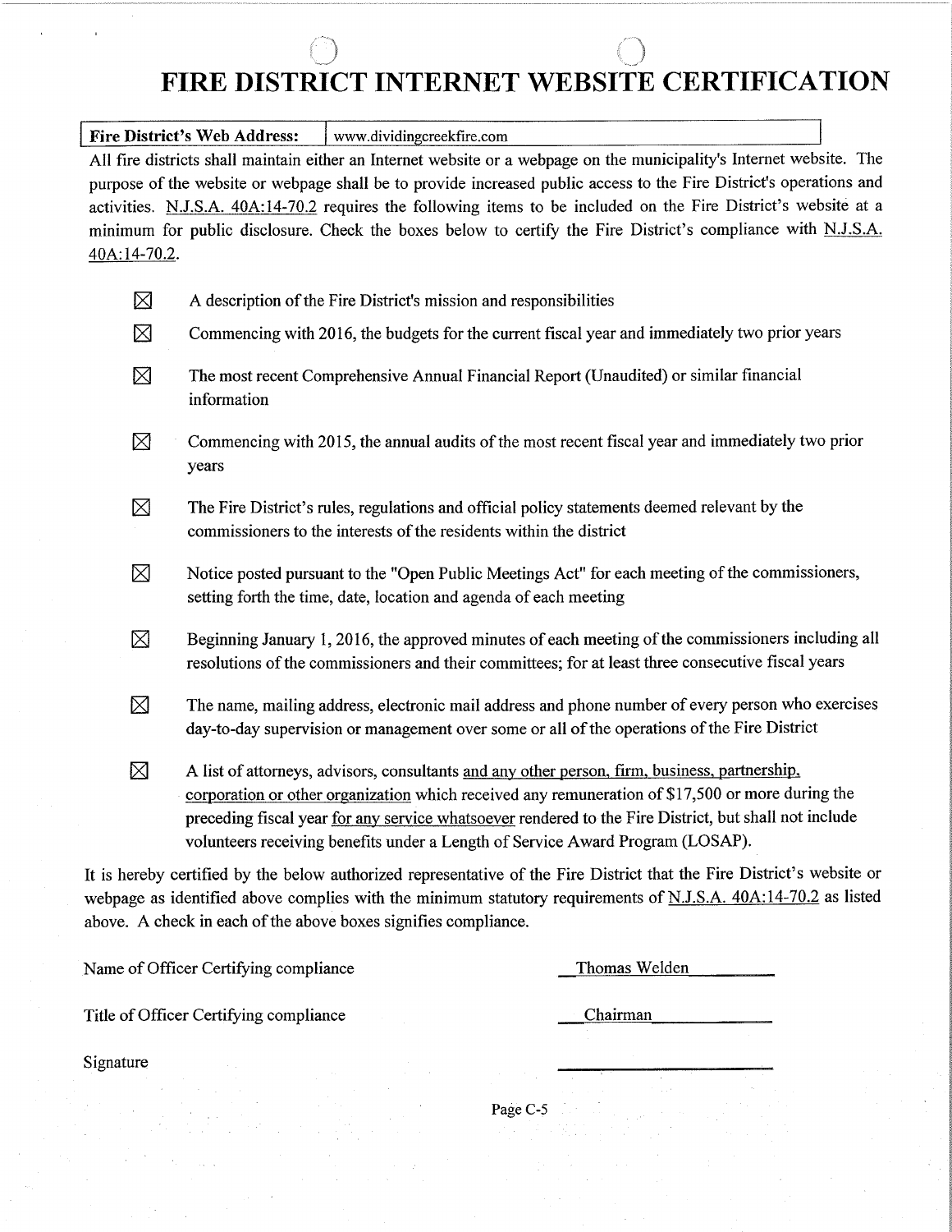# FIRE DISTRICT INTERNET WEBSITE CERTIFICATION

| **Fire District's Web Address:** | www.dividingcreekfire.com |
|---|---|

All fire districts shall maintain either an Internet website or a webpage on the municipality's Internet website. The purpose of the website or webpage shall be to provide increased public access to the Fire District's operations and activities. N.J.S.A. 40A:14-70.2 requires the following items to be included on the Fire District's website at a minimum for public disclosure. Check the boxes below to certify the Fire District's compliance with N.J.S.A. 40A:14-70.2.

- ☒ A description of the Fire District's mission and responsibilities
- ☒ Commencing with 2016, the budgets for the current fiscal year and immediately two prior years
- ☒ The most recent Comprehensive Annual Financial Report (Unaudited) or similar financial information
- ☒ Commencing with 2015, the annual audits of the most recent fiscal year and immediately two prior years
- ☒ The Fire District's rules, regulations and official policy statements deemed relevant by the commissioners to the interests of the residents within the district
- ☒ Notice posted pursuant to the "Open Public Meetings Act" for each meeting of the commissioners, setting forth the time, date, location and agenda of each meeting
- ☒ Beginning January 1, 2016, the approved minutes of each meeting of the commissioners including all resolutions of the commissioners and their committees; for at least three consecutive fiscal years
- ☒ The name, mailing address, electronic mail address and phone number of every person who exercises day-to-day supervision or management over some or all of the operations of the Fire District
- ☒ A list of attorneys, advisors, consultants and any other person, firm, business, partnership, corporation or other organization which received any remuneration of $17,500 or more during the preceding fiscal year for any service whatsoever rendered to the Fire District, but shall not include volunteers receiving benefits under a Length of Service Award Program (LOSAP).

It is hereby certified by the below authorized representative of the Fire District that the Fire District's website or webpage as identified above complies with the minimum statutory requirements of N.J.S.A. 40A:14-70.2 as listed above. A check in each of the above boxes signifies compliance.

Name of Officer Certifying compliance: Thomas Welden

Title of Officer Certifying compliance: Chairman

Signature: ____________________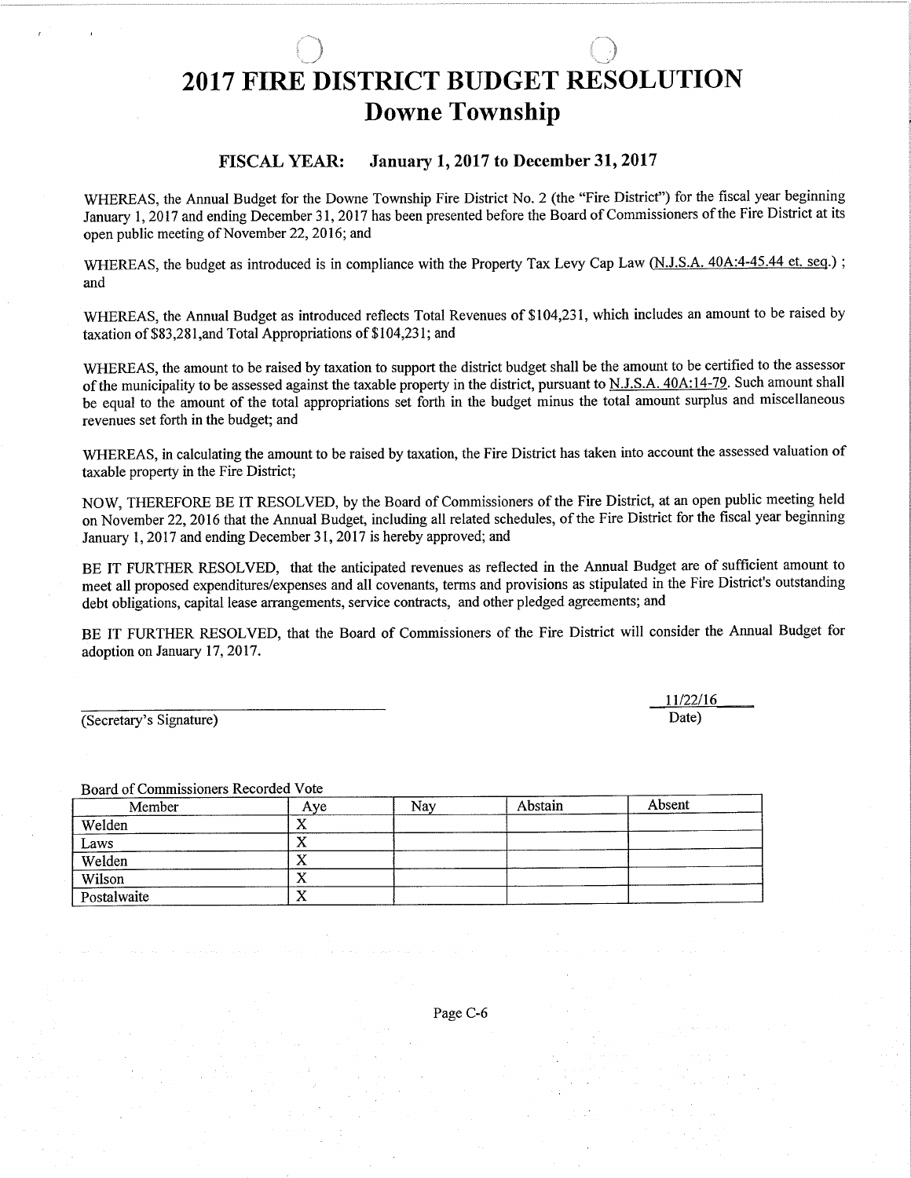# 2017 FIRE DISTRICT BUDGET RESOLUTION
# Downe Township

### FISCAL YEAR: January 1, 2017 to December 31, 2017

WHEREAS, the Annual Budget for the Downe Township Fire District No. 2 (the "Fire District") for the fiscal year beginning January 1, 2017 and ending December 31, 2017 has been presented before the Board of Commissioners of the Fire District at its open public meeting of November 22, 2016; and

WHEREAS, the budget as introduced is in compliance with the Property Tax Levy Cap Law (N.J.S.A. 40A:4-45.44 et. seq.) ; and

WHEREAS, the Annual Budget as introduced reflects Total Revenues of $104,231, which includes an amount to be raised by taxation of $83,281,and Total Appropriations of $104,231; and

WHEREAS, the amount to be raised by taxation to support the district budget shall be the amount to be certified to the assessor of the municipality to be assessed against the taxable property in the district, pursuant to N.J.S.A. 40A:14-79. Such amount shall be equal to the amount of the total appropriations set forth in the budget minus the total amount surplus and miscellaneous revenues set forth in the budget; and

WHEREAS, in calculating the amount to be raised by taxation, the Fire District has taken into account the assessed valuation of taxable property in the Fire District;

NOW, THEREFORE BE IT RESOLVED, by the Board of Commissioners of the Fire District, at an open public meeting held on November 22, 2016 that the Annual Budget, including all related schedules, of the Fire District for the fiscal year beginning January 1, 2017 and ending December 31, 2017 is hereby approved; and

BE IT FURTHER RESOLVED, that the anticipated revenues as reflected in the Annual Budget are of sufficient amount to meet all proposed expenditures/expenses and all covenants, terms and provisions as stipulated in the Fire District's outstanding debt obligations, capital lease arrangements, service contracts, and other pledged agreements; and

BE IT FURTHER RESOLVED, that the Board of Commissioners of the Fire District will consider the Annual Budget for adoption on January 17, 2017.

_______________________________ (Secretary's Signature)

11/22/16 Date)

Board of Commissioners Recorded Vote

| Member | Aye | Nay | Abstain | Absent |
|---|---|---|---|---|
| Welden | X | | | |
| Laws | X | | | |
| Welden | X | | | |
| Wilson | X | | | |
| Postalwaite | X | | | |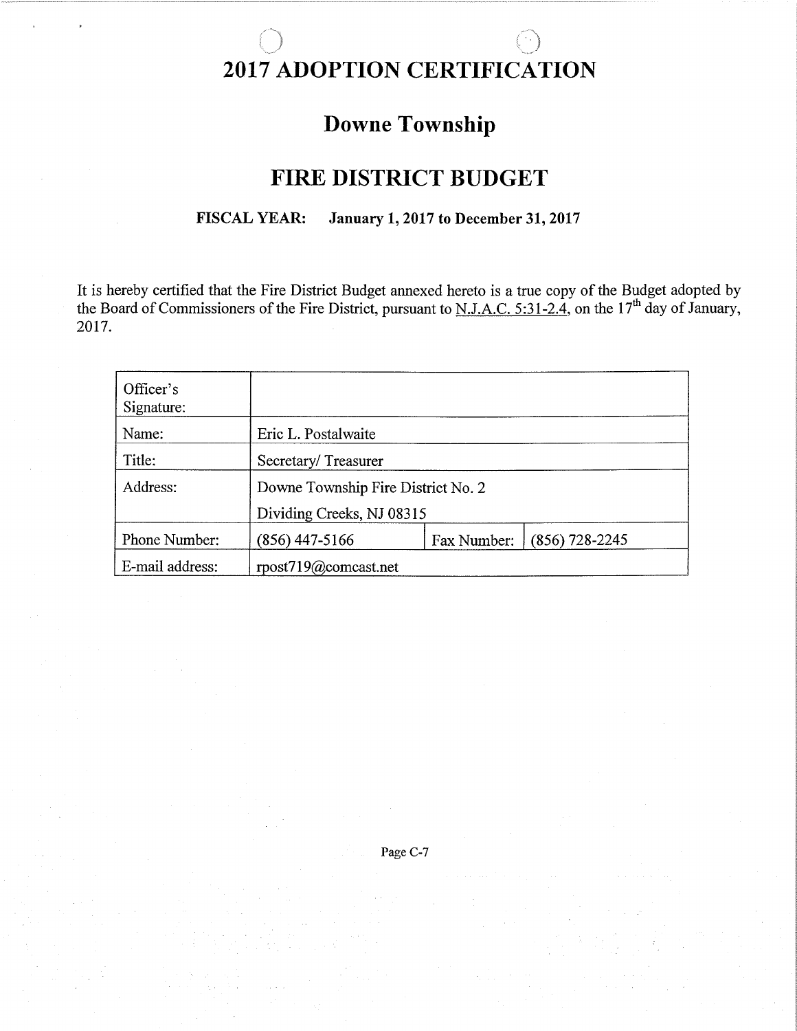# 2017 ADOPTION CERTIFICATION

## Downe Township

## FIRE DISTRICT BUDGET

**FISCAL YEAR: January 1, 2017 to December 31, 2017**

It is hereby certified that the Fire District Budget annexed hereto is a true copy of the Budget adopted by the Board of Commissioners of the Fire District, pursuant to N.J.A.C. 5:31-2.4, on the 17th day of January, 2017.

| | | | |
|---|---|---|---|
| Officer's Signature: | | | |
| Name: | Eric L. Postalwaite | | |
| Title: | Secretary/ Treasurer | | |
| Address: | Downe Township Fire District No. 2<br>Dividing Creeks, NJ 08315 | | |
| Phone Number: | (856) 447-5166 | Fax Number: | (856) 728-2245 |
| E-mail address: | rpost719@comcast.net | | |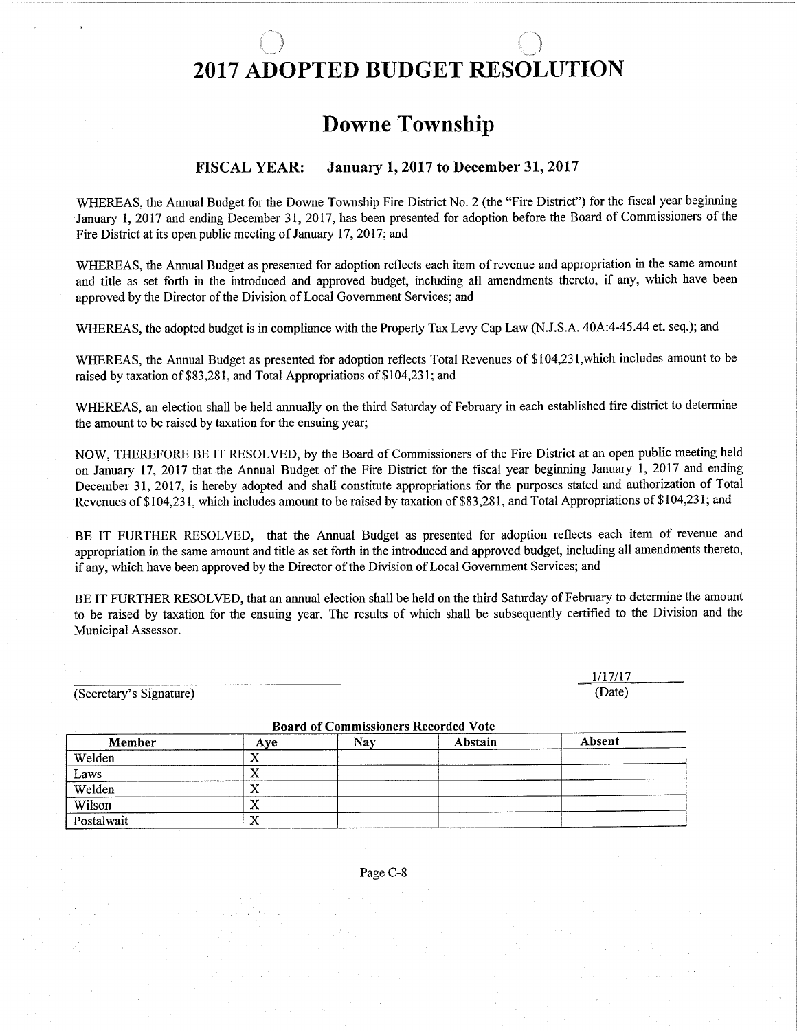# 2017 ADOPTED BUDGET RESOLUTION

## Downe Township

### FISCAL YEAR: January 1, 2017 to December 31, 2017

WHEREAS, the Annual Budget for the Downe Township Fire District No. 2 (the "Fire District") for the fiscal year beginning January 1, 2017 and ending December 31, 2017, has been presented for adoption before the Board of Commissioners of the Fire District at its open public meeting of January 17, 2017; and

WHEREAS, the Annual Budget as presented for adoption reflects each item of revenue and appropriation in the same amount and title as set forth in the introduced and approved budget, including all amendments thereto, if any, which have been approved by the Director of the Division of Local Government Services; and

WHEREAS, the adopted budget is in compliance with the Property Tax Levy Cap Law (N.J.S.A. 40A:4-45.44 et. seq.); and

WHEREAS, the Annual Budget as presented for adoption reflects Total Revenues of $104,231,which includes amount to be raised by taxation of $83,281, and Total Appropriations of $104,231; and

WHEREAS, an election shall be held annually on the third Saturday of February in each established fire district to determine the amount to be raised by taxation for the ensuing year;

NOW, THEREFORE BE IT RESOLVED, by the Board of Commissioners of the Fire District at an open public meeting held on January 17, 2017 that the Annual Budget of the Fire District for the fiscal year beginning January 1, 2017 and ending December 31, 2017, is hereby adopted and shall constitute appropriations for the purposes stated and authorization of Total Revenues of $104,231, which includes amount to be raised by taxation of $83,281, and Total Appropriations of $104,231; and

BE IT FURTHER RESOLVED, that the Annual Budget as presented for adoption reflects each item of revenue and appropriation in the same amount and title as set forth in the introduced and approved budget, including all amendments thereto, if any, which have been approved by the Director of the Division of Local Government Services; and

BE IT FURTHER RESOLVED, that an annual election shall be held on the third Saturday of February to determine the amount to be raised by taxation for the ensuing year. The results of which shall be subsequently certified to the Division and the Municipal Assessor.

\_\_\_\_\_\_\_\_\_\_\_\_\_\_\_\_\_\_\_\_\_\_\_\_\_\_\_\_\_\_ 1/17/17
(Secretary's Signature) (Date)

**Board of Commissioners Recorded Vote**

| Member | Aye | Nay | Abstain | Absent |
|---|---|---|---|---|
| Welden | X | | | |
| Laws | X | | | |
| Welden | X | | | |
| Wilson | X | | | |
| Postalwait | X | | | |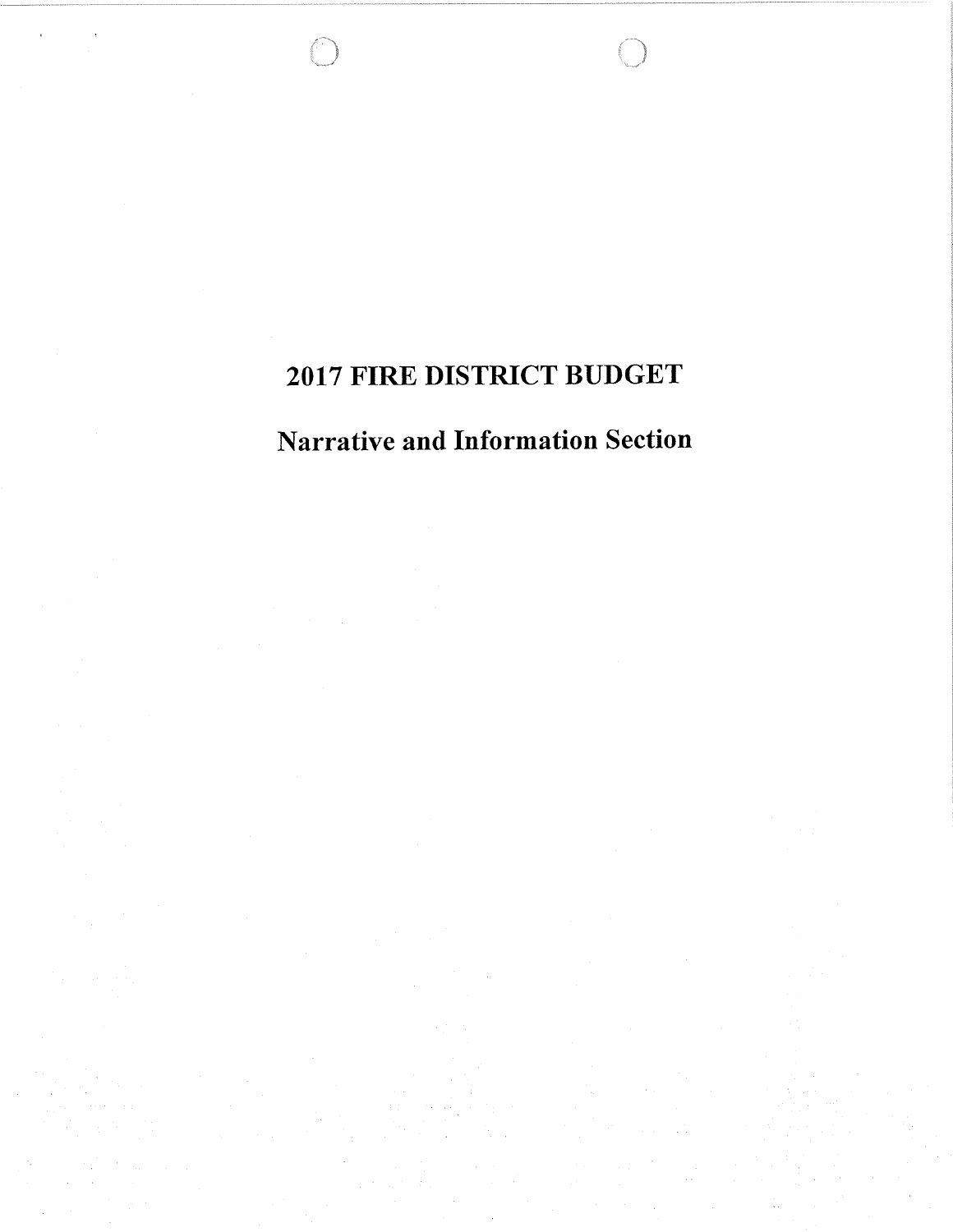# 2017 FIRE DISTRICT BUDGET

## Narrative and Information Section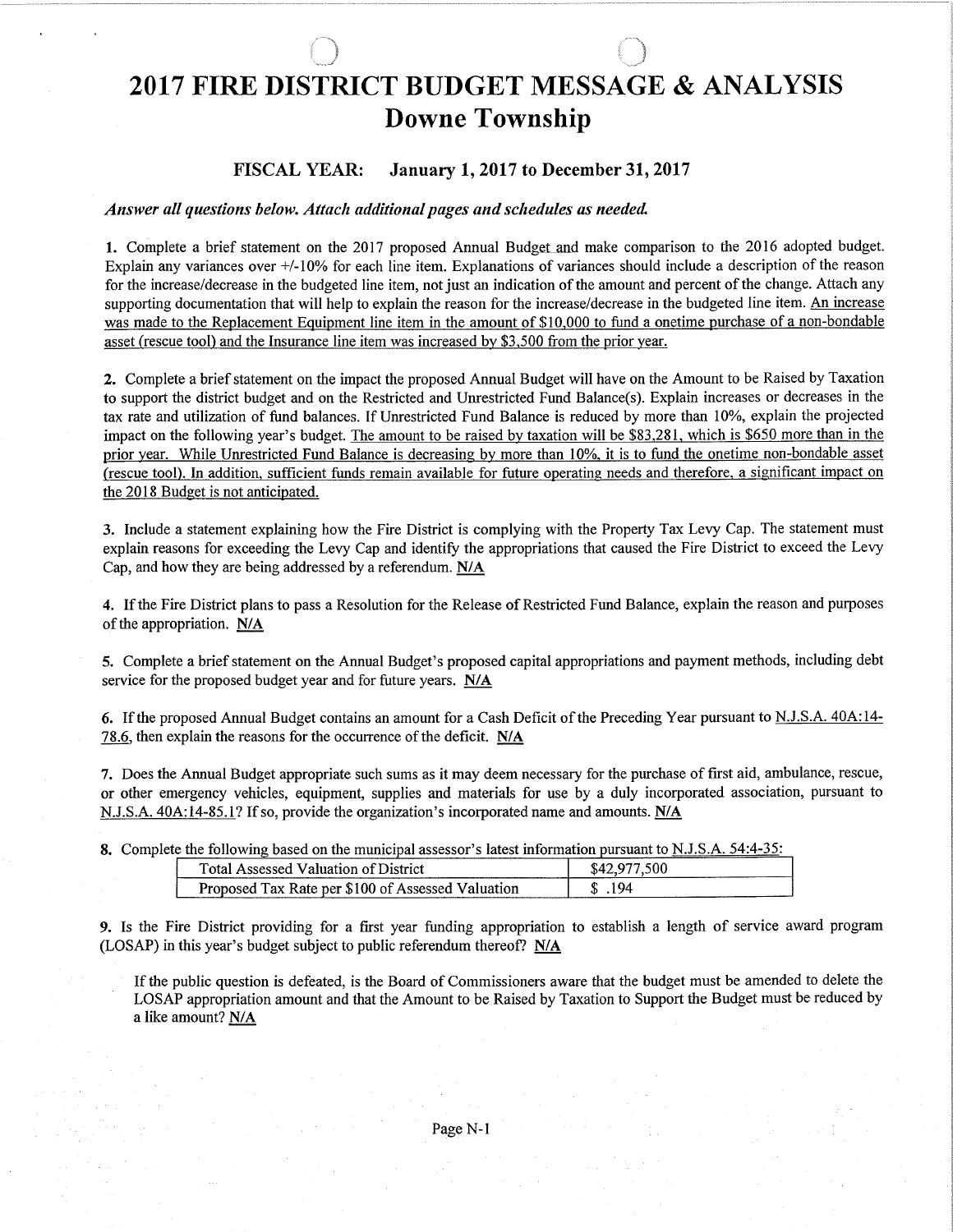# 2017 FIRE DISTRICT BUDGET MESSAGE & ANALYSIS
## Downe Township

### FISCAL YEAR: January 1, 2017 to December 31, 2017

***Answer all questions below. Attach additional pages and schedules as needed.***

**1.** Complete a brief statement on the 2017 proposed Annual Budget and make comparison to the 2016 adopted budget. Explain any variances over +/-10% for each line item. Explanations of variances should include a description of the reason for the increase/decrease in the budgeted line item, not just an indication of the amount and percent of the change. Attach any supporting documentation that will help to explain the reason for the increase/decrease in the budgeted line item. An increase was made to the Replacement Equipment line item in the amount of $10,000 to fund a onetime purchase of a non-bondable asset (rescue tool) and the Insurance line item was increased by $3,500 from the prior year.

**2.** Complete a brief statement on the impact the proposed Annual Budget will have on the Amount to be Raised by Taxation to support the district budget and on the Restricted and Unrestricted Fund Balance(s). Explain increases or decreases in the tax rate and utilization of fund balances. If Unrestricted Fund Balance is reduced by more than 10%, explain the projected impact on the following year's budget. The amount to be raised by taxation will be $83,281, which is $650 more than in the prior year. While Unrestricted Fund Balance is decreasing by more than 10%, it is to fund the onetime non-bondable asset (rescue tool). In addition, sufficient funds remain available for future operating needs and therefore, a significant impact on the 2018 Budget is not anticipated.

**3.** Include a statement explaining how the Fire District is complying with the Property Tax Levy Cap. The statement must explain reasons for exceeding the Levy Cap and identify the appropriations that caused the Fire District to exceed the Levy Cap, and how they are being addressed by a referendum. N/A

**4.** If the Fire District plans to pass a Resolution for the Release of Restricted Fund Balance, explain the reason and purposes of the appropriation. N/A

**5.** Complete a brief statement on the Annual Budget's proposed capital appropriations and payment methods, including debt service for the proposed budget year and for future years. N/A

**6.** If the proposed Annual Budget contains an amount for a Cash Deficit of the Preceding Year pursuant to N.J.S.A. 40A:14-78.6, then explain the reasons for the occurrence of the deficit. N/A

**7.** Does the Annual Budget appropriate such sums as it may deem necessary for the purchase of first aid, ambulance, rescue, or other emergency vehicles, equipment, supplies and materials for use by a duly incorporated association, pursuant to N.J.S.A. 40A:14-85.1? If so, provide the organization's incorporated name and amounts. N/A

**8.** Complete the following based on the municipal assessor's latest information pursuant to N.J.S.A. 54:4-35:

| Total Assessed Valuation of District | $42,977,500 |
|---|---|
| Proposed Tax Rate per $100 of Assessed Valuation | $ .194 |

**9.** Is the Fire District providing for a first year funding appropriation to establish a length of service award program (LOSAP) in this year's budget subject to public referendum thereof? N/A

If the public question is defeated, is the Board of Commissioners aware that the budget must be amended to delete the LOSAP appropriation amount and that the Amount to be Raised by Taxation to Support the Budget must be reduced by a like amount? N/A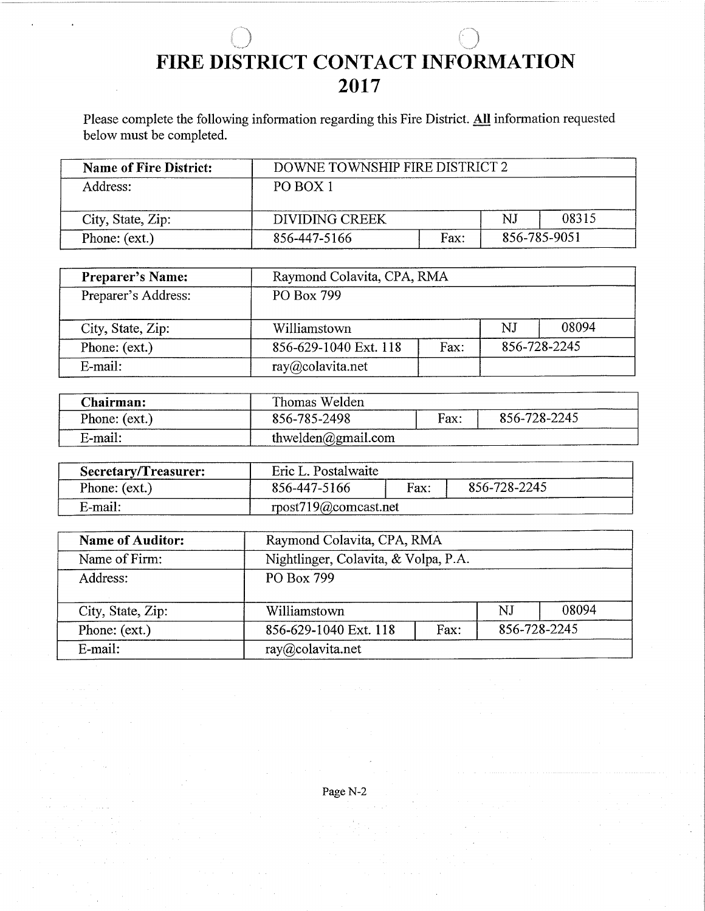# FIRE DISTRICT CONTACT INFORMATION
# 2017

Please complete the following information regarding this Fire District. **All** information requested below must be completed.

| **Name of Fire District:** | DOWNE TOWNSHIP FIRE DISTRICT 2 | | | |
|---|---|---|---|---|
| Address: | PO BOX 1 | | | |
| City, State, Zip: | DIVIDING CREEK | | NJ | 08315 |
| Phone: (ext.) | 856-447-5166 | Fax: | 856-785-9051 | |

| **Preparer's Name:** | Raymond Colavita, CPA, RMA | | | |
|---|---|---|---|---|
| Preparer's Address: | PO Box 799 | | | |
| City, State, Zip: | Williamstown | | NJ | 08094 |
| Phone: (ext.) | 856-629-1040 Ext. 118 | Fax: | 856-728-2245 | |
| E-mail: | ray@colavita.net | | | |

| **Chairman:** | Thomas Welden | | |
|---|---|---|---|
| Phone: (ext.) | 856-785-2498 | Fax: | 856-728-2245 |
| E-mail: | thwelden@gmail.com | | |

| **Secretary/Treasurer:** | Eric L. Postalwaite | | |
|---|---|---|---|
| Phone: (ext.) | 856-447-5166 | Fax: | 856-728-2245 |
| E-mail: | rpost719@comcast.net | | |

| **Name of Auditor:** | Raymond Colavita, CPA, RMA | | | |
|---|---|---|---|---|
| Name of Firm: | Nightlinger, Colavita, & Volpa, P.A. | | | |
| Address: | PO Box 799 | | | |
| City, State, Zip: | Williamstown | | NJ | 08094 |
| Phone: (ext.) | 856-629-1040 Ext. 118 | Fax: | 856-728-2245 | |
| E-mail: | ray@colavita.net | | | |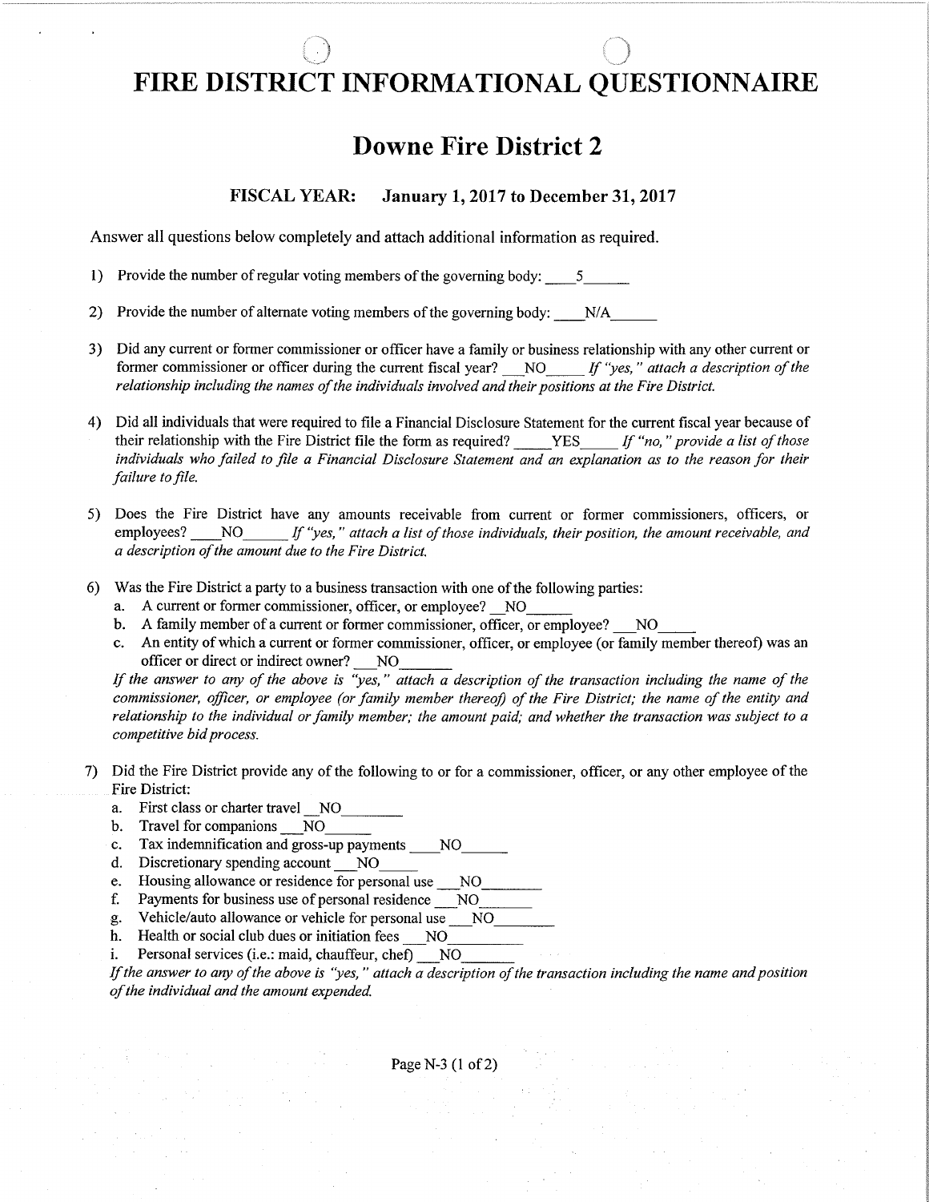# FIRE DISTRICT INFORMATIONAL QUESTIONNAIRE

## Downe Fire District 2

**FISCAL YEAR: January 1, 2017 to December 31, 2017**

Answer all questions below completely and attach additional information as required.

1) Provide the number of regular voting members of the governing body: 5

2) Provide the number of alternate voting members of the governing body: N/A

3) Did any current or former commissioner or officer have a family or business relationship with any other current or former commissioner or officer during the current fiscal year? NO *If "yes," attach a description of the relationship including the names of the individuals involved and their positions at the Fire District.*

4) Did all individuals that were required to file a Financial Disclosure Statement for the current fiscal year because of their relationship with the Fire District file the form as required? YES *If "no," provide a list of those individuals who failed to file a Financial Disclosure Statement and an explanation as to the reason for their failure to file.*

5) Does the Fire District have any amounts receivable from current or former commissioners, officers, or employees? NO *If "yes," attach a list of those individuals, their position, the amount receivable, and a description of the amount due to the Fire District.*

6) Was the Fire District a party to a business transaction with one of the following parties:
   a. A current or former commissioner, officer, or employee? NO
   b. A family member of a current or former commissioner, officer, or employee? NO
   c. An entity of which a current or former commissioner, officer, or employee (or family member thereof) was an officer or direct or indirect owner? NO

   *If the answer to any of the above is "yes," attach a description of the transaction including the name of the commissioner, officer, or employee (or family member thereof) of the Fire District; the name of the entity and relationship to the individual or family member; the amount paid; and whether the transaction was subject to a competitive bid process.*

7) Did the Fire District provide any of the following to or for a commissioner, officer, or any other employee of the Fire District:
   a. First class or charter travel NO
   b. Travel for companions NO
   c. Tax indemnification and gross-up payments NO
   d. Discretionary spending account NO
   e. Housing allowance or residence for personal use NO
   f. Payments for business use of personal residence NO
   g. Vehicle/auto allowance or vehicle for personal use NO
   h. Health or social club dues or initiation fees NO
   i. Personal services (i.e.: maid, chauffeur, chef) NO

   *If the answer to any of the above is "yes," attach a description of the transaction including the name and position of the individual and the amount expended.*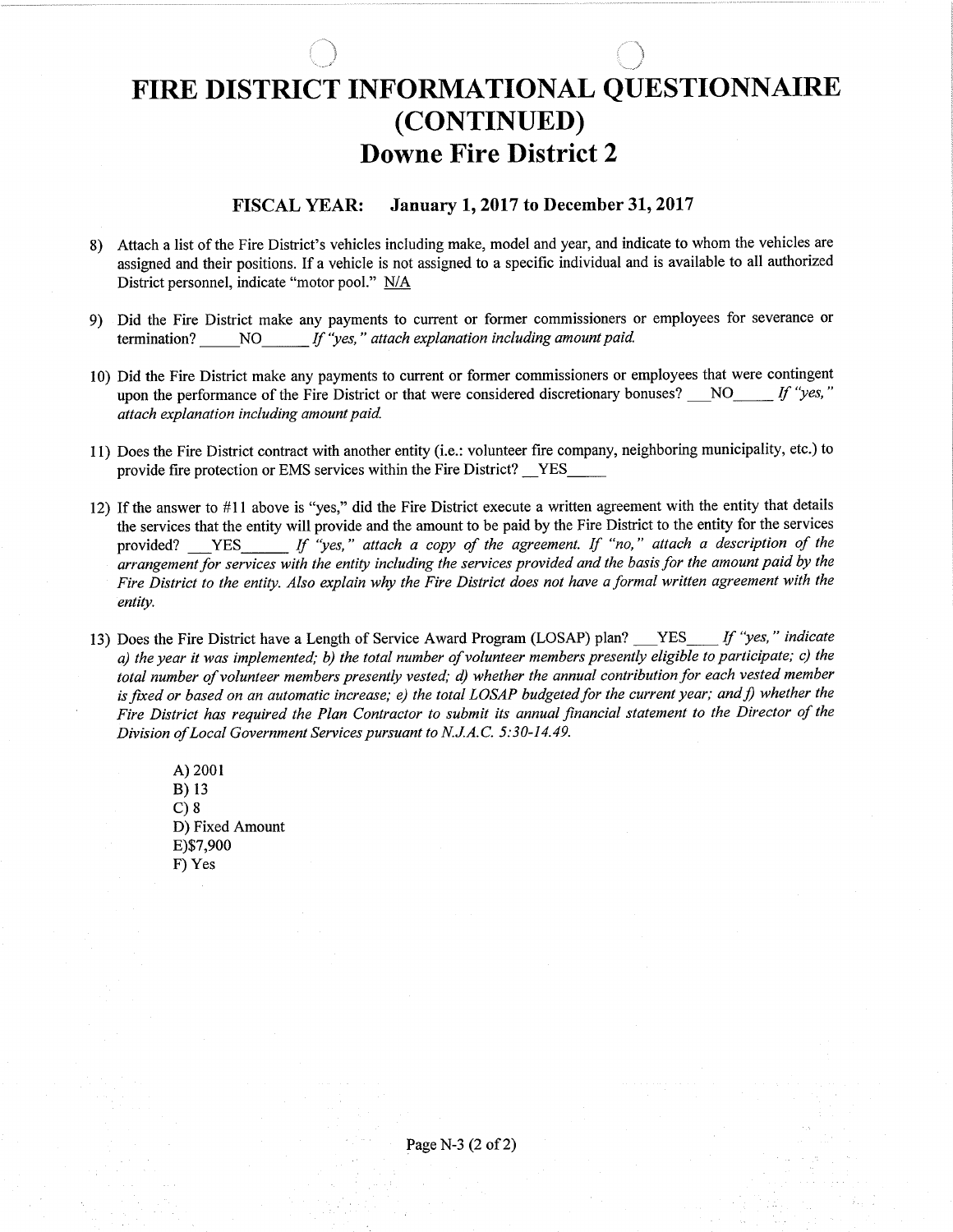# FIRE DISTRICT INFORMATIONAL QUESTIONNAIRE (CONTINUED)

## Downe Fire District 2

### FISCAL YEAR: January 1, 2017 to December 31, 2017

8) Attach a list of the Fire District's vehicles including make, model and year, and indicate to whom the vehicles are assigned and their positions. If a vehicle is not assigned to a specific individual and is available to all authorized District personnel, indicate "motor pool." N/A

9) Did the Fire District make any payments to current or former commissioners or employees for severance or termination? _____NO______ *If "yes," attach explanation including amount paid.*

10) Did the Fire District make any payments to current or former commissioners or employees that were contingent upon the performance of the Fire District or that were considered discretionary bonuses? ___NO_____ *If "yes," attach explanation including amount paid.*

11) Does the Fire District contract with another entity (i.e.: volunteer fire company, neighboring municipality, etc.) to provide fire protection or EMS services within the Fire District? __YES_____

12) If the answer to #11 above is "yes," did the Fire District execute a written agreement with the entity that details the services that the entity will provide and the amount to be paid by the Fire District to the entity for the services provided? ___YES______ *If "yes," attach a copy of the agreement. If "no," attach a description of the arrangement for services with the entity including the services provided and the basis for the amount paid by the Fire District to the entity. Also explain why the Fire District does not have a formal written agreement with the entity.*

13) Does the Fire District have a Length of Service Award Program (LOSAP) plan? ___YES____ *If "yes," indicate a) the year it was implemented; b) the total number of volunteer members presently eligible to participate; c) the total number of volunteer members presently vested; d) whether the annual contribution for each vested member is fixed or based on an automatic increase; e) the total LOSAP budgeted for the current year; and f) whether the Fire District has required the Plan Contractor to submit its annual financial statement to the Director of the Division of Local Government Services pursuant to N.J.A.C. 5:30-14.49.*

    A) 2001
    B) 13
    C) 8
    D) Fixed Amount
    E) $7,900
    F) Yes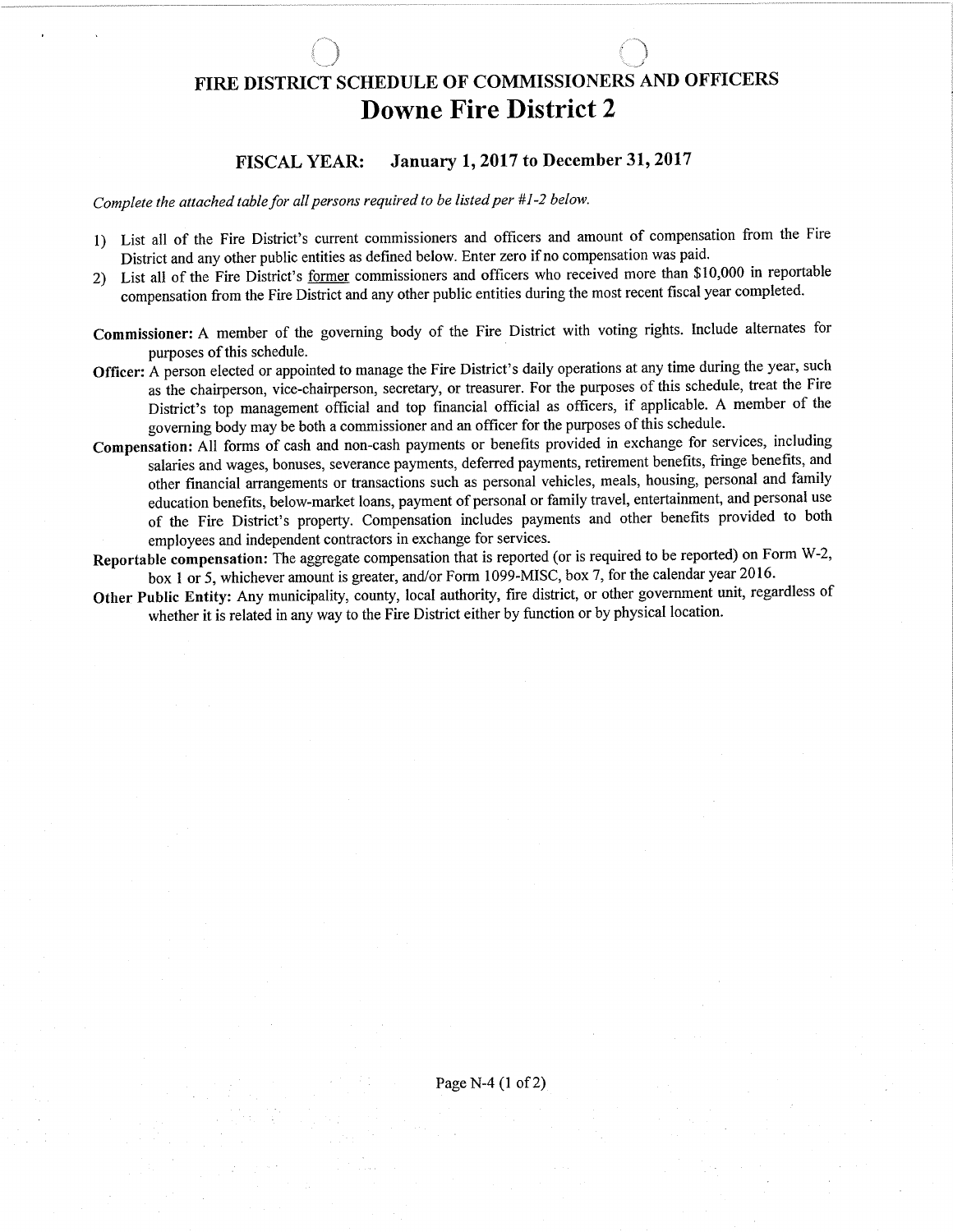# FIRE DISTRICT SCHEDULE OF COMMISSIONERS AND OFFICERS

## Downe Fire District 2

### FISCAL YEAR: January 1, 2017 to December 31, 2017

*Complete the attached table for all persons required to be listed per #1-2 below.*

1) List all of the Fire District's current commissioners and officers and amount of compensation from the Fire District and any other public entities as defined below. Enter zero if no compensation was paid.
2) List all of the Fire District's former commissioners and officers who received more than $10,000 in reportable compensation from the Fire District and any other public entities during the most recent fiscal year completed.

**Commissioner:** A member of the governing body of the Fire District with voting rights. Include alternates for purposes of this schedule.

**Officer:** A person elected or appointed to manage the Fire District's daily operations at any time during the year, such as the chairperson, vice-chairperson, secretary, or treasurer. For the purposes of this schedule, treat the Fire District's top management official and top financial official as officers, if applicable. A member of the governing body may be both a commissioner and an officer for the purposes of this schedule.

**Compensation:** All forms of cash and non-cash payments or benefits provided in exchange for services, including salaries and wages, bonuses, severance payments, deferred payments, retirement benefits, fringe benefits, and other financial arrangements or transactions such as personal vehicles, meals, housing, personal and family education benefits, below-market loans, payment of personal or family travel, entertainment, and personal use of the Fire District's property. Compensation includes payments and other benefits provided to both employees and independent contractors in exchange for services.

**Reportable compensation:** The aggregate compensation that is reported (or is required to be reported) on Form W-2, box 1 or 5, whichever amount is greater, and/or Form 1099-MISC, box 7, for the calendar year 2016.

**Other Public Entity:** Any municipality, county, local authority, fire district, or other government unit, regardless of whether it is related in any way to the Fire District either by function or by physical location.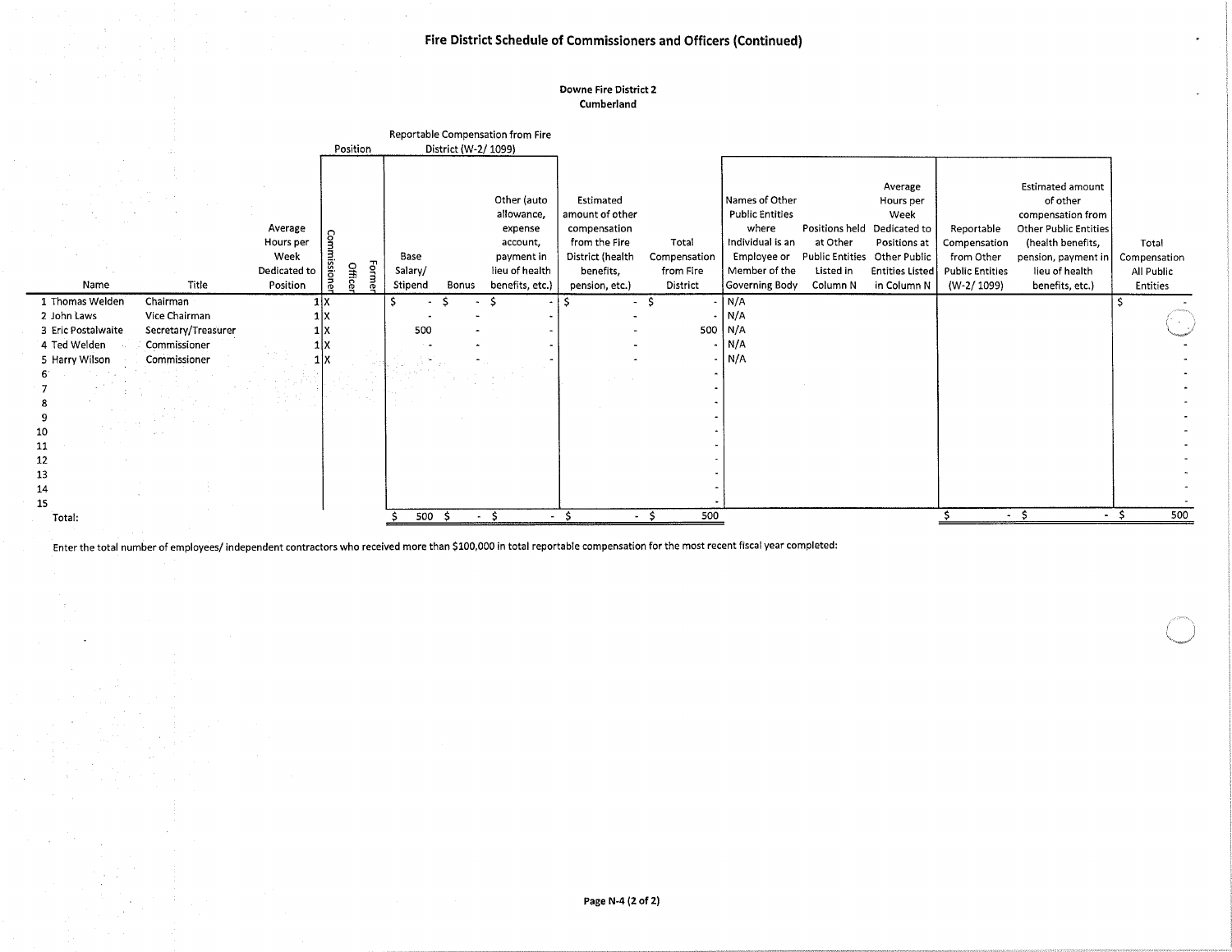# Fire District Schedule of Commissioners and Officers (Continued)

**Downe Fire District 2**
**Cumberland**

| | Name | Title | Average Hours per Week Dedicated to Position | Position: Commissioner | Position: Officer | Position: Former | Reportable Compensation from Fire District (W-2/ 1099): Base Salary/ Stipend | Bonus | Other (auto allowance, expense account, payment in lieu of health benefits, etc.) | Estimated amount of other compensation from the Fire District (health benefits, pension, etc.) | Total Compensation from Fire District | Names of Other Public Entities where Individual is an Employee or Member of the Governing Body | Positions held at Other Public Entities Listed in Column N | Average Hours per Week Dedicated to Positions at Other Public Entities Listed in Column N | Reportable Compensation from Other Public Entities (W-2/ 1099) | Estimated amount of other compensation from Other Public Entities (health benefits, pension, payment in lieu of health benefits, etc.) | Total Compensation All Public Entities |
|---|---|---|---|---|---|---|---|---|---|---|---|---|---|---|---|---|---|
| 1 | Thomas Welden | Chairman | 1 | X | | | $ - | $ - | $ - | $ - | $ - | N/A | | | | | $ - |
| 2 | John Laws | Vice Chairman | 1 | X | | | - | - | - | - | - | N/A | | | | | - |
| 3 | Eric Postalwaite | Secretary/Treasurer | 1 | X | | | 500 | - | - | - | 500 | N/A | | | | | - |
| 4 | Ted Welden | Commissioner | 1 | X | | | - | - | - | - | - | N/A | | | | | - |
| 5 | Harry Wilson | Commissioner | 1 | X | | | - | - | - | - | - | N/A | | | | | - |
| 6 | | | | | | | | | | | - | | | | | | - |
| 7 | | | | | | | | | | | - | | | | | | - |
| 8 | | | | | | | | | | | - | | | | | | - |
| 9 | | | | | | | | | | | - | | | | | | - |
| 10 | | | | | | | | | | | - | | | | | | - |
| 11 | | | | | | | | | | | - | | | | | | - |
| 12 | | | | | | | | | | | - | | | | | | - |
| 13 | | | | | | | | | | | - | | | | | | - |
| 14 | | | | | | | | | | | - | | | | | | - |
| 15 | | | | | | | | | | | - | | | | | | - |
| | Total: | | | | | | $ 500 | $ - | $ - | $ - | $ 500 | | | | $ - | $ - | $ 500 |

Enter the total number of employees/ independent contractors who received more than $100,000 in total reportable compensation for the most recent fiscal year completed: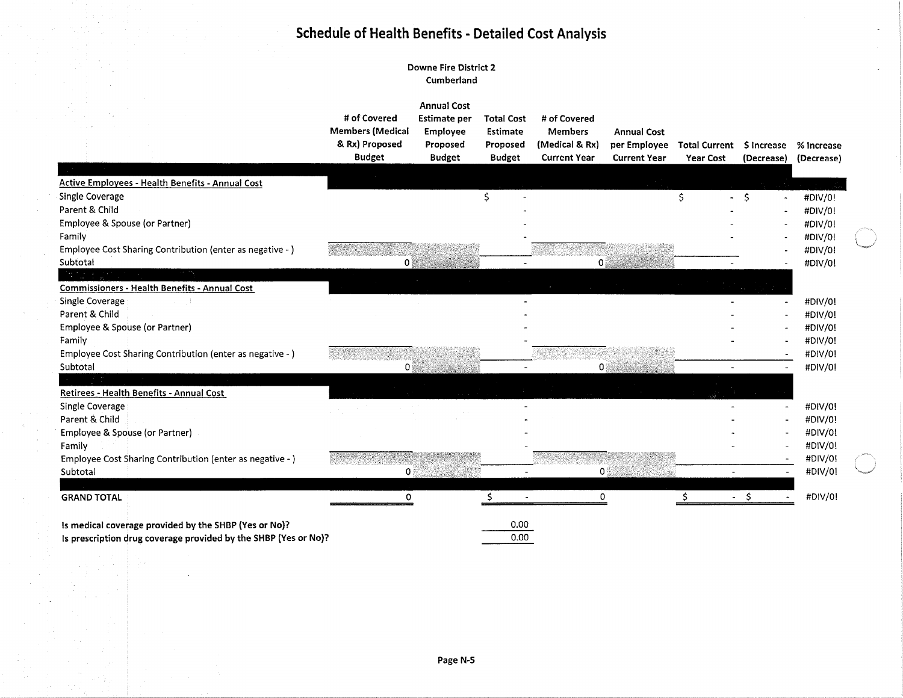# Schedule of Health Benefits - Detailed Cost Analysis

Downe Fire District 2
Cumberland

| | # of Covered Members (Medical & Rx) Proposed Budget | Annual Cost Estimate per Employee Proposed Budget | Total Cost Estimate Proposed Budget | # of Covered Members (Medical & Rx) Current Year | Annual Cost per Employee Current Year | Total Current Year Cost | $ Increase (Decrease) | % Increase (Decrease) |
|---|---|---|---|---|---|---|---|---|
| **Active Employees - Health Benefits - Annual Cost** | | | | | | | | |
| Single Coverage | | | $ - | | | $ - | $ - | #DIV/0! |
| Parent & Child | | | - | | | - | - | #DIV/0! |
| Employee & Spouse (or Partner) | | | - | | | - | - | #DIV/0! |
| Family | | | - | | | - | - | #DIV/0! |
| Employee Cost Sharing Contribution (enter as negative - ) | | | | | | | - | #DIV/0! |
| Subtotal | 0 | | - | 0 | | - | - | #DIV/0! |
| **Commissioners - Health Benefits - Annual Cost** | | | | | | | | |
| Single Coverage | | | - | | | - | - | #DIV/0! |
| Parent & Child | | | - | | | - | - | #DIV/0! |
| Employee & Spouse (or Partner) | | | - | | | - | - | #DIV/0! |
| Family | | | - | | | - | - | #DIV/0! |
| Employee Cost Sharing Contribution (enter as negative - ) | | | | | | | - | #DIV/0! |
| Subtotal | 0 | | - | 0 | | - | - | #DIV/0! |
| **Retirees - Health Benefits - Annual Cost** | | | | | | | | |
| Single Coverage | | | - | | | - | - | #DIV/0! |
| Parent & Child | | | - | | | - | - | #DIV/0! |
| Employee & Spouse (or Partner) | | | - | | | - | - | #DIV/0! |
| Family | | | - | | | - | - | #DIV/0! |
| Employee Cost Sharing Contribution (enter as negative - ) | | | | | | | - | #DIV/0! |
| Subtotal | 0 | | - | 0 | | - | - | #DIV/0! |
| **GRAND TOTAL** | 0 | | $ - | 0 | | $ - | $ - | #DIV/0! |

**Is medical coverage provided by the SHBP (Yes or No)?** 0.00

**Is prescription drug coverage provided by the SHBP (Yes or No)?** 0.00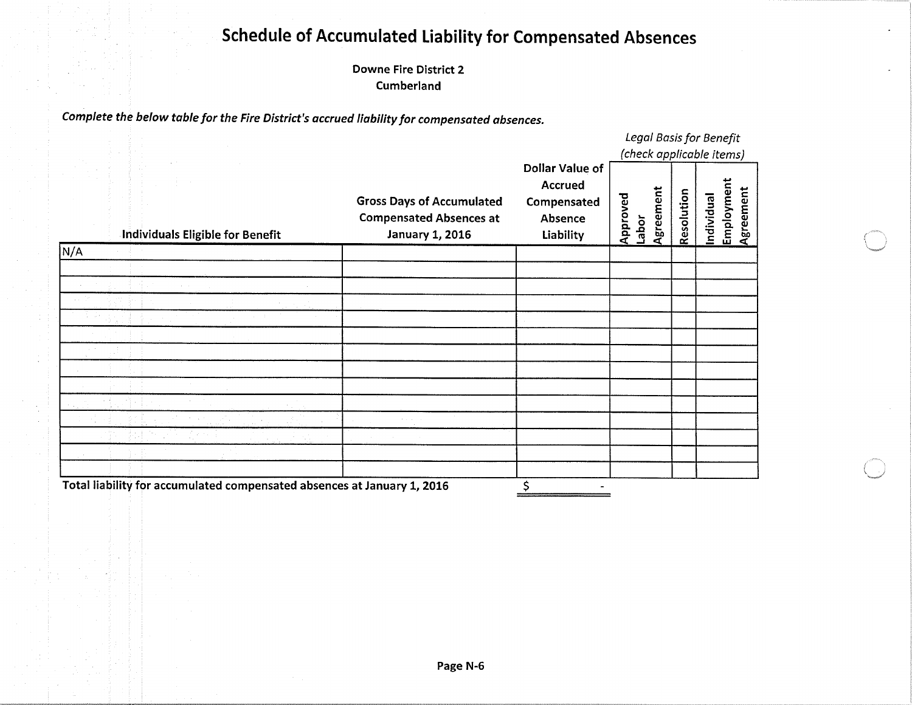# Schedule of Accumulated Liability for Compensated Absences

**Downe Fire District 2**
**Cumberland**

***Complete the below table for the Fire District's accrued liability for compensated absences.***

| Individuals Eligible for Benefit | Gross Days of Accumulated Compensated Absences at January 1, 2016 | Dollar Value of Accrued Compensated Absence Liability | *Legal Basis for Benefit (check applicable items)* Approved Labor Agreement | Resolution | Individual Employment Agreement |
|---|---|---|---|---|---|
| N/A | | | | | |
| | | | | | |
| | | | | | |
| | | | | | |
| | | | | | |
| | | | | | |
| | | | | | |
| | | | | | |
| | | | | | |
| | | | | | |
| | | | | | |
| | | | | | |
| | | | | | |
| | | | | | |
| **Total liability for accumulated compensated absences at January 1, 2016** | | $ - | | | |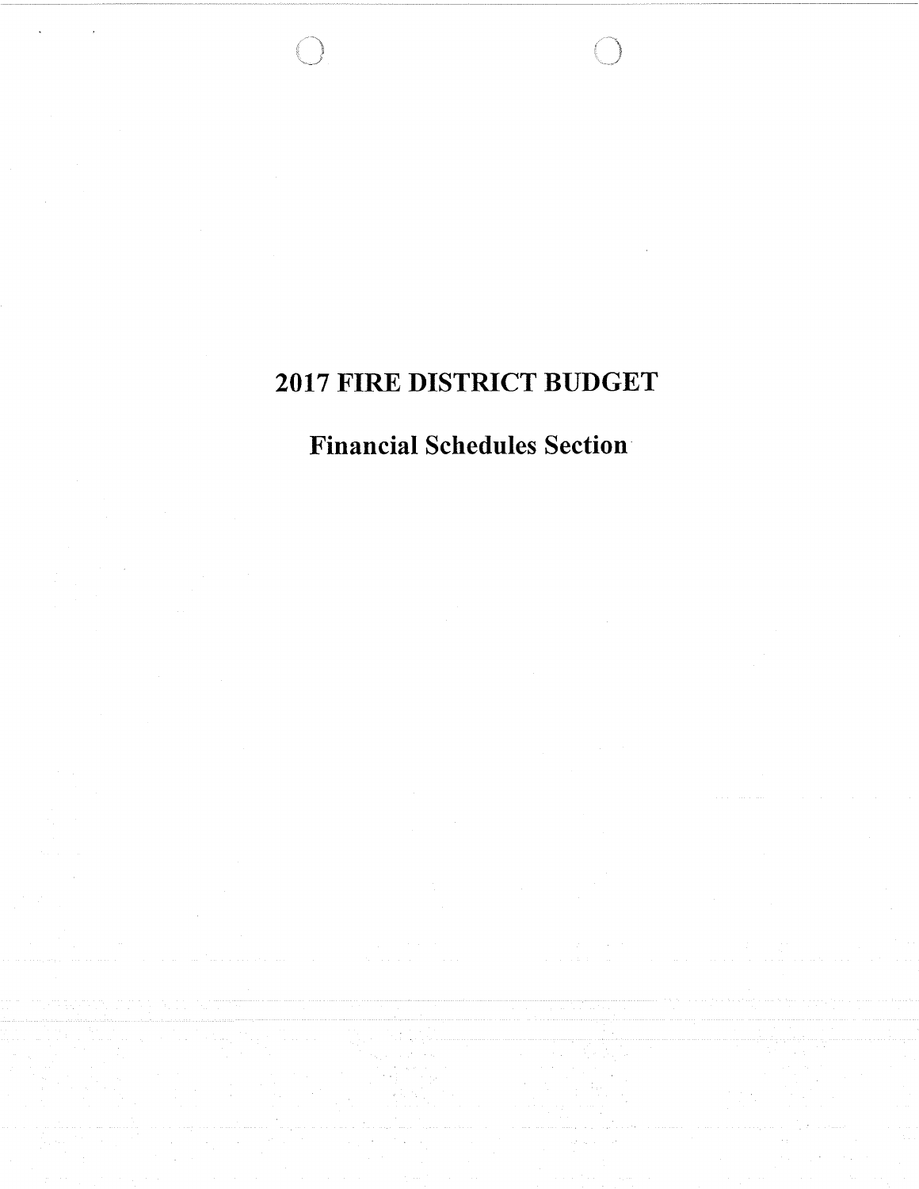# 2017 FIRE DISTRICT BUDGET

## Financial Schedules Section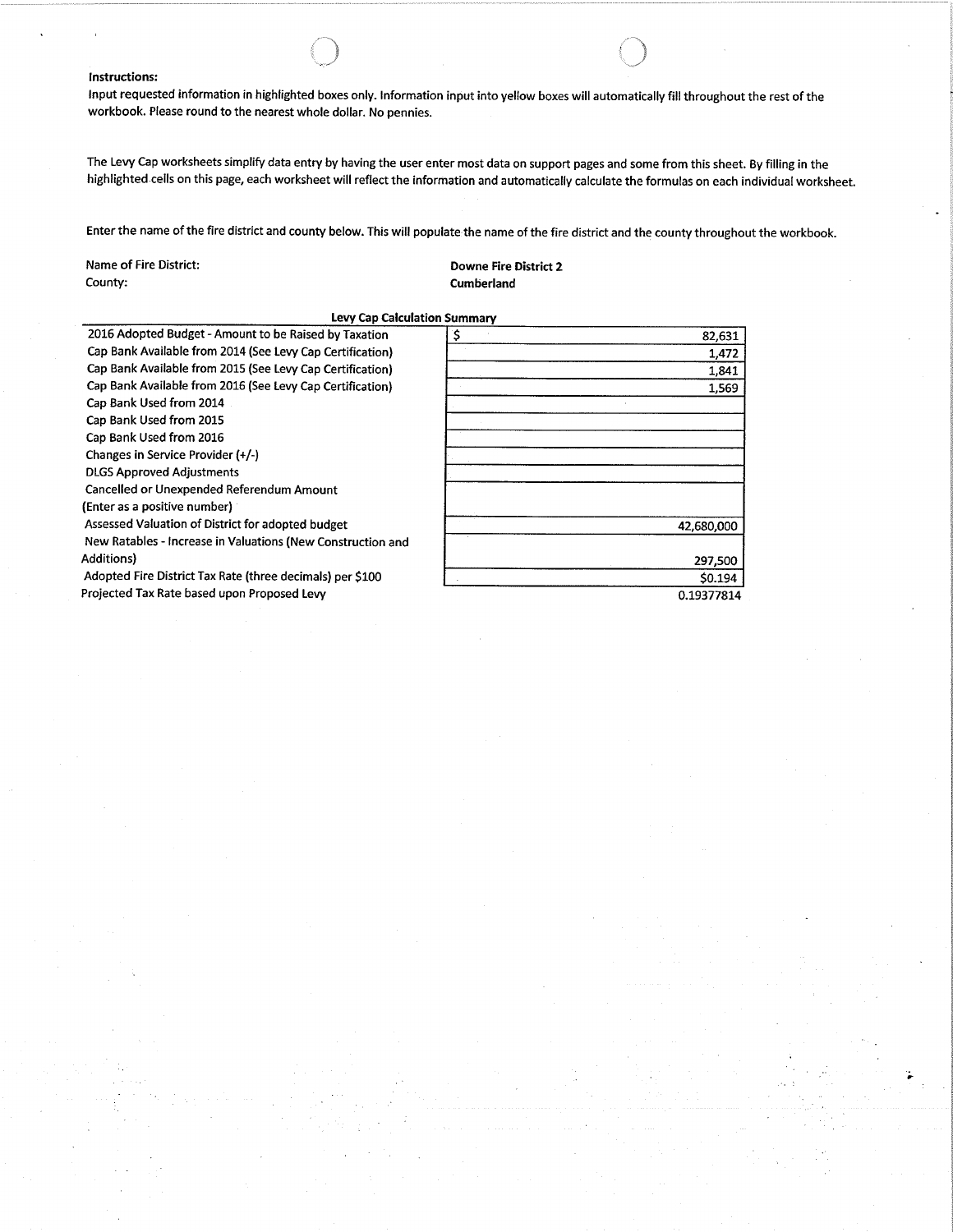**Instructions:**

Input requested information in highlighted boxes only. Information input into yellow boxes will automatically fill throughout the rest of the workbook. Please round to the nearest whole dollar. No pennies.

The Levy Cap worksheets simplify data entry by having the user enter most data on support pages and some from this sheet. By filling in the highlighted cells on this page, each worksheet will reflect the information and automatically calculate the formulas on each individual worksheet.

Enter the name of the fire district and county below. This will populate the name of the fire district and the county throughout the workbook.

| | |
|---|---|
| Name of Fire District: | **Downe Fire District 2** |
| County: | **Cumberland** |

**Levy Cap Calculation Summary**

| | |
|---|---|
| 2016 Adopted Budget - Amount to be Raised by Taxation | $ 82,631 |
| Cap Bank Available from 2014 (See Levy Cap Certification) | 1,472 |
| Cap Bank Available from 2015 (See Levy Cap Certification) | 1,841 |
| Cap Bank Available from 2016 (See Levy Cap Certification) | 1,569 |
| Cap Bank Used from 2014 | |
| Cap Bank Used from 2015 | |
| Cap Bank Used from 2016 | |
| Changes in Service Provider (+/-) | |
| DLGS Approved Adjustments | |
| Cancelled or Unexpended Referendum Amount (Enter as a positive number) | |
| Assessed Valuation of District for adopted budget | 42,680,000 |
| New Ratables - Increase in Valuations (New Construction and Additions) | 297,500 |
| Adopted Fire District Tax Rate (three decimals) per $100 | $0.194 |
| Projected Tax Rate based upon Proposed Levy | 0.19377814 |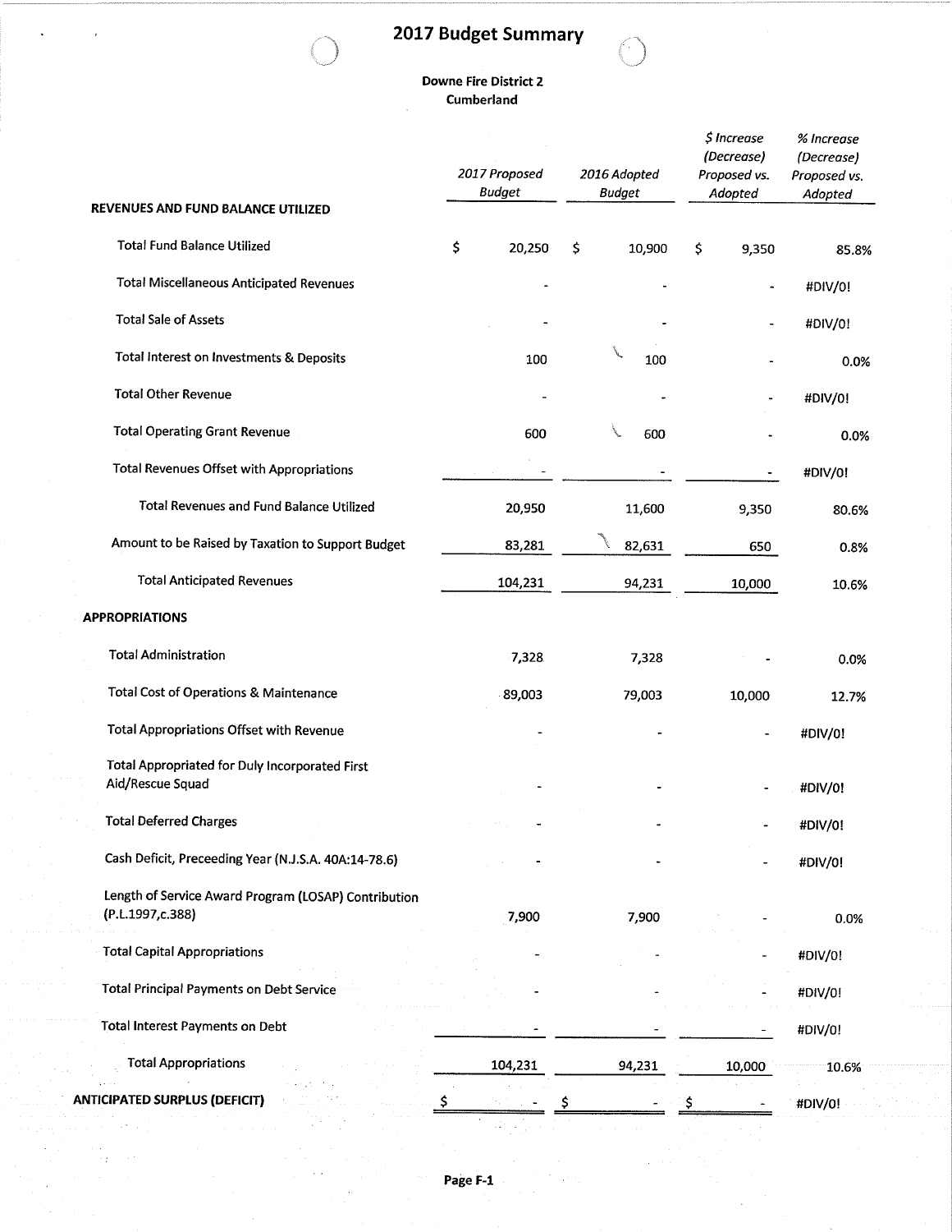# 2017 Budget Summary

**Downe Fire District 2**
**Cumberland**

| | 2017 Proposed Budget | 2016 Adopted Budget | $ Increase (Decrease) Proposed vs. Adopted | % Increase (Decrease) Proposed vs. Adopted |
|---|---|---|---|---|
| **REVENUES AND FUND BALANCE UTILIZED** | | | | |
| Total Fund Balance Utilized | $ 20,250 | $ 10,900 | $ 9,350 | 85.8% |
| Total Miscellaneous Anticipated Revenues | - | - | - | #DIV/0! |
| Total Sale of Assets | - | - | - | #DIV/0! |
| Total Interest on Investments & Deposits | 100 | 100 | - | 0.0% |
| Total Other Revenue | - | - | - | #DIV/0! |
| Total Operating Grant Revenue | 600 | 600 | - | 0.0% |
| Total Revenues Offset with Appropriations | - | - | - | #DIV/0! |
| Total Revenues and Fund Balance Utilized | 20,950 | 11,600 | 9,350 | 80.6% |
| Amount to be Raised by Taxation to Support Budget | 83,281 | 82,631 | 650 | 0.8% |
| Total Anticipated Revenues | 104,231 | 94,231 | 10,000 | 10.6% |
| **APPROPRIATIONS** | | | | |
| Total Administration | 7,328 | 7,328 | - | 0.0% |
| Total Cost of Operations & Maintenance | 89,003 | 79,003 | 10,000 | 12.7% |
| Total Appropriations Offset with Revenue | - | - | - | #DIV/0! |
| Total Appropriated for Duly Incorporated First Aid/Rescue Squad | - | - | - | #DIV/0! |
| Total Deferred Charges | - | - | - | #DIV/0! |
| Cash Deficit, Preceeding Year (N.J.S.A. 40A:14-78.6) | - | - | - | #DIV/0! |
| Length of Service Award Program (LOSAP) Contribution (P.L.1997,c.388) | 7,900 | 7,900 | - | 0.0% |
| Total Capital Appropriations | - | - | - | #DIV/0! |
| Total Principal Payments on Debt Service | - | - | - | #DIV/0! |
| Total Interest Payments on Debt | - | - | - | #DIV/0! |
| Total Appropriations | 104,231 | 94,231 | 10,000 | 10.6% |
| **ANTICIPATED SURPLUS (DEFICIT)** | $ - | $ - | $ - | #DIV/0! |

Page F-1